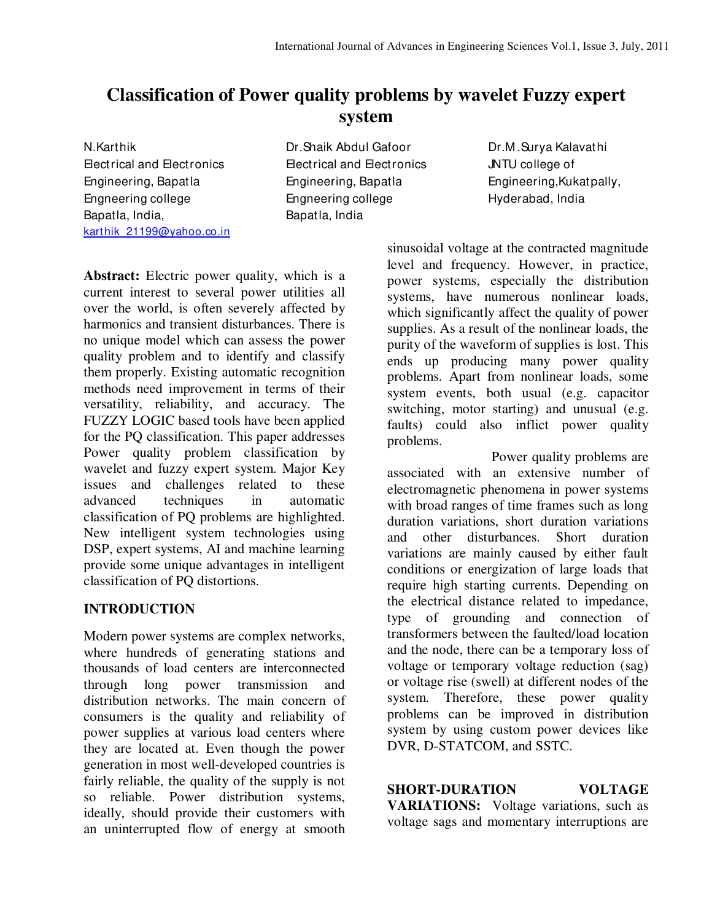# Classification of Power quality problems by wavelet Fuzzy expert system

N.Karthik
Electrical and Electronics Engineering, Bapatla Engneering college
Bapatla, India,
karthik_21199@yahoo.co.in

Dr.Shaik Abdul Gafoor
Electrical and Electronics Engineering, Bapatla Engneering college
Bapatla, India

Dr.M.Surya Kalavathi
JNTU college of Engineering,Kukatpally, Hyderabad, India

**Abstract:** Electric power quality, which is a current interest to several power utilities all over the world, is often severely affected by harmonics and transient disturbances. There is no unique model which can assess the power quality problem and to identify and classify them properly. Existing automatic recognition methods need improvement in terms of their versatility, reliability, and accuracy. The FUZZY LOGIC based tools have been applied for the PQ classification. This paper addresses Power quality problem classification by wavelet and fuzzy expert system. Major Key issues and challenges related to these advanced techniques in automatic classification of PQ problems are highlighted. New intelligent system technologies using DSP, expert systems, AI and machine learning provide some unique advantages in intelligent classification of PQ distortions.

## INTRODUCTION

Modern power systems are complex networks, where hundreds of generating stations and thousands of load centers are interconnected through long power transmission and distribution networks. The main concern of consumers is the quality and reliability of power supplies at various load centers where they are located at. Even though the power generation in most well-developed countries is fairly reliable, the quality of the supply is not so reliable. Power distribution systems, ideally, should provide their customers with an uninterrupted flow of energy at smooth sinusoidal voltage at the contracted magnitude level and frequency. However, in practice, power systems, especially the distribution systems, have numerous nonlinear loads, which significantly affect the quality of power supplies. As a result of the nonlinear loads, the purity of the waveform of supplies is lost. This ends up producing many power quality problems. Apart from nonlinear loads, some system events, both usual (e.g. capacitor switching, motor starting) and unusual (e.g. faults) could also inflict power quality problems.

Power quality problems are associated with an extensive number of electromagnetic phenomena in power systems with broad ranges of time frames such as long duration variations, short duration variations and other disturbances. Short duration variations are mainly caused by either fault conditions or energization of large loads that require high starting currents. Depending on the electrical distance related to impedance, type of grounding and connection of transformers between the faulted/load location and the node, there can be a temporary loss of voltage or temporary voltage reduction (sag) or voltage rise (swell) at different nodes of the system. Therefore, these power quality problems can be improved in distribution system by using custom power devices like DVR, D-STATCOM, and SSTC.

**SHORT-DURATION VOLTAGE VARIATIONS:** Voltage variations, such as voltage sags and momentary interruptions are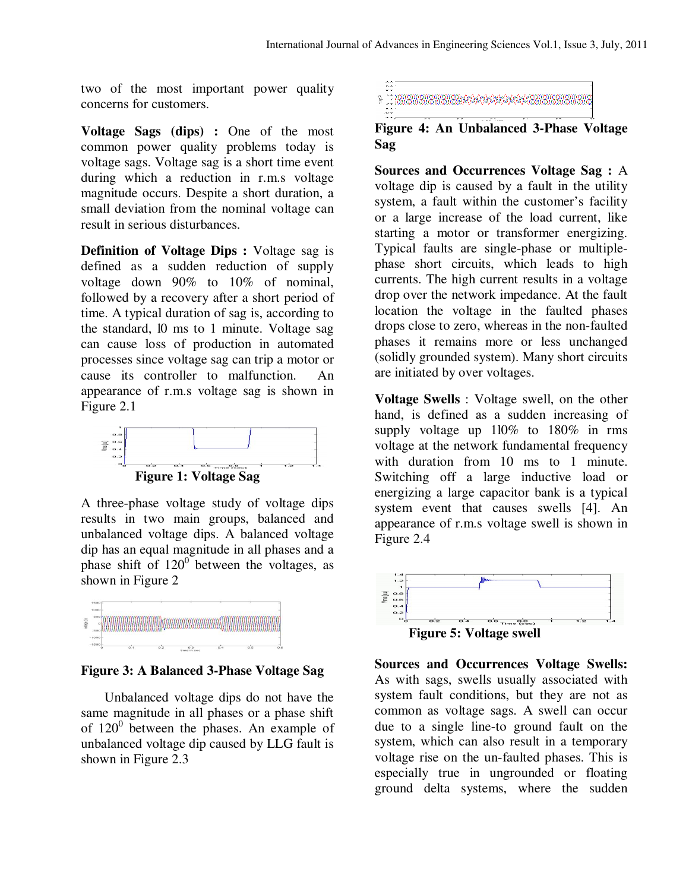two of the most important power quality concerns for customers.

**Voltage Sags (dips) :** One of the most common power quality problems today is voltage sags. Voltage sag is a short time event during which a reduction in r.m.s voltage magnitude occurs. Despite a short duration, a small deviation from the nominal voltage can result in serious disturbances.

**Definition of Voltage Dips :** Voltage sag is defined as a sudden reduction of supply voltage down 90% to 10% of nominal, followed by a recovery after a short period of time. A typical duration of sag is, according to the standard, l0 ms to 1 minute. Voltage sag can cause loss of production in automated processes since voltage sag can trip a motor or cause its controller to malfunction. An appearance of r.m.s voltage sag is shown in Figure 2.1

**Figure 1: Voltage Sag**

A three-phase voltage study of voltage dips results in two main groups, balanced and unbalanced voltage dips. A balanced voltage dip has an equal magnitude in all phases and a phase shift of $120^0$ between the voltages, as shown in Figure 2

**Figure 3: A Balanced 3-Phase Voltage Sag**

Unbalanced voltage dips do not have the same magnitude in all phases or a phase shift of $120^0$ between the phases. An example of unbalanced voltage dip caused by LLG fault is shown in Figure 2.3

**Figure 4: An Unbalanced 3-Phase Voltage Sag**

**Sources and Occurrences Voltage Sag :** A voltage dip is caused by a fault in the utility system, a fault within the customer's facility or a large increase of the load current, like starting a motor or transformer energizing. Typical faults are single-phase or multiple-phase short circuits, which leads to high currents. The high current results in a voltage drop over the network impedance. At the fault location the voltage in the faulted phases drops close to zero, whereas in the non-faulted phases it remains more or less unchanged (solidly grounded system). Many short circuits are initiated by over voltages.

**Voltage Swells** : Voltage swell, on the other hand, is defined as a sudden increasing of supply voltage up 1l0% to 180% in rms voltage at the network fundamental frequency with duration from 10 ms to 1 minute. Switching off a large inductive load or energizing a large capacitor bank is a typical system event that causes swells [4]. An appearance of r.m.s voltage swell is shown in Figure 2.4

**Figure 5: Voltage swell**

**Sources and Occurrences Voltage Swells:** As with sags, swells usually associated with system fault conditions, but they are not as common as voltage sags. A swell can occur due to a single line-to ground fault on the system, which can also result in a temporary voltage rise on the un-faulted phases. This is especially true in ungrounded or floating ground delta systems, where the sudden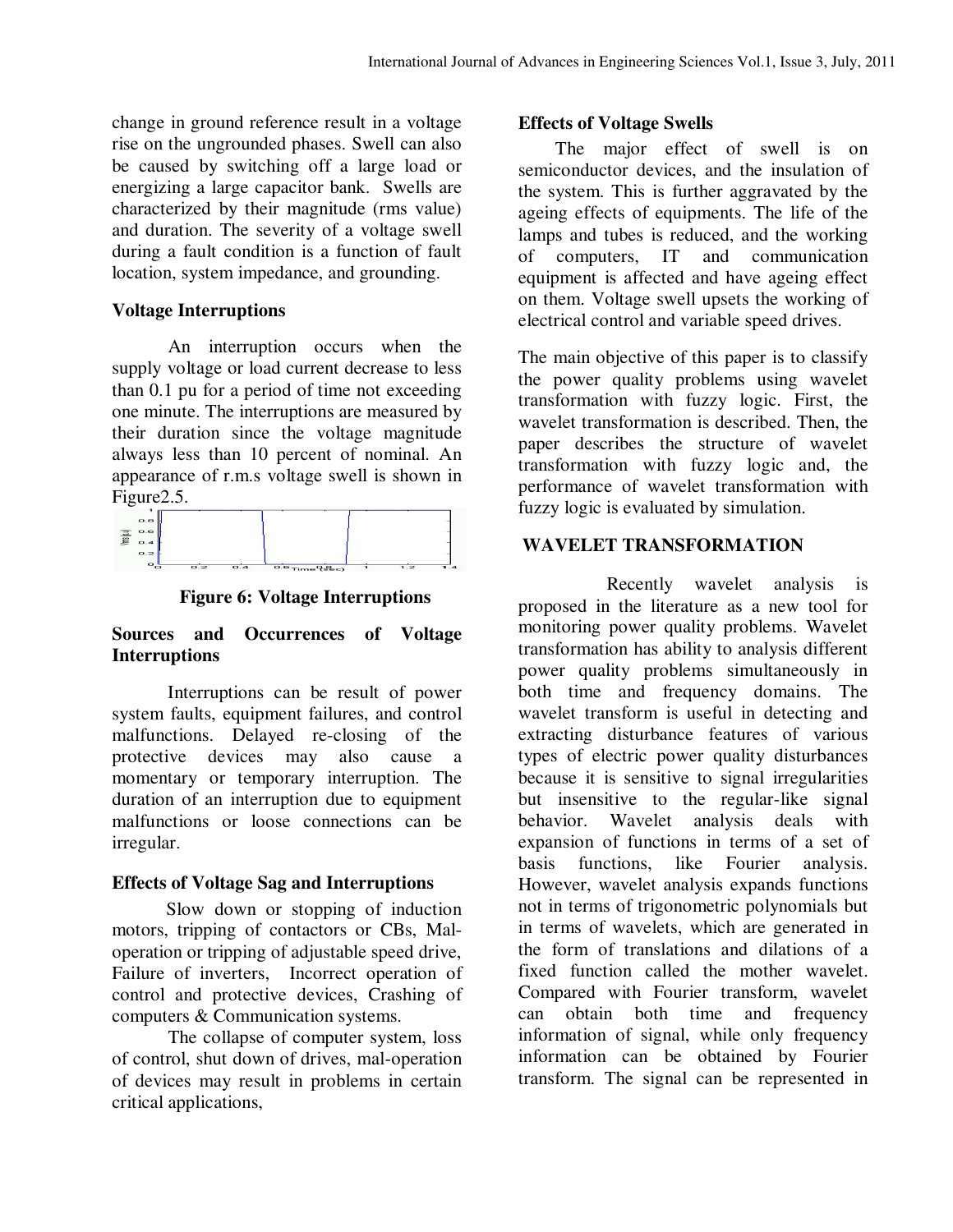change in ground reference result in a voltage rise on the ungrounded phases. Swell can also be caused by switching off a large load or energizing a large capacitor bank. Swells are characterized by their magnitude (rms value) and duration. The severity of a voltage swell during a fault condition is a function of fault location, system impedance, and grounding.

### Voltage Interruptions

An interruption occurs when the supply voltage or load current decrease to less than 0.1 pu for a period of time not exceeding one minute. The interruptions are measured by their duration since the voltage magnitude always less than 10 percent of nominal. An appearance of r.m.s voltage swell is shown in Figure2.5.

**Figure 6: Voltage Interruptions**

### Sources and Occurrences of Voltage Interruptions

Interruptions can be result of power system faults, equipment failures, and control malfunctions. Delayed re-closing of the protective devices may also cause a momentary or temporary interruption. The duration of an interruption due to equipment malfunctions or loose connections can be irregular.

### Effects of Voltage Sag and Interruptions

Slow down or stopping of induction motors, tripping of contactors or CBs, Mal-operation or tripping of adjustable speed drive, Failure of inverters, Incorrect operation of control and protective devices, Crashing of computers & Communication systems.

The collapse of computer system, loss of control, shut down of drives, mal-operation of devices may result in problems in certain critical applications,

### Effects of Voltage Swells

The major effect of swell is on semiconductor devices, and the insulation of the system. This is further aggravated by the ageing effects of equipments. The life of the lamps and tubes is reduced, and the working of computers, IT and communication equipment is affected and have ageing effect on them. Voltage swell upsets the working of electrical control and variable speed drives.

The main objective of this paper is to classify the power quality problems using wavelet transformation with fuzzy logic. First, the wavelet transformation is described. Then, the paper describes the structure of wavelet transformation with fuzzy logic and, the performance of wavelet transformation with fuzzy logic is evaluated by simulation.

## WAVELET TRANSFORMATION

Recently wavelet analysis is proposed in the literature as a new tool for monitoring power quality problems. Wavelet transformation has ability to analysis different power quality problems simultaneously in both time and frequency domains. The wavelet transform is useful in detecting and extracting disturbance features of various types of electric power quality disturbances because it is sensitive to signal irregularities but insensitive to the regular-like signal behavior. Wavelet analysis deals with expansion of functions in terms of a set of basis functions, like Fourier analysis. However, wavelet analysis expands functions not in terms of trigonometric polynomials but in terms of wavelets, which are generated in the form of translations and dilations of a fixed function called the mother wavelet. Compared with Fourier transform, wavelet can obtain both time and frequency information of signal, while only frequency information can be obtained by Fourier transform. The signal can be represented in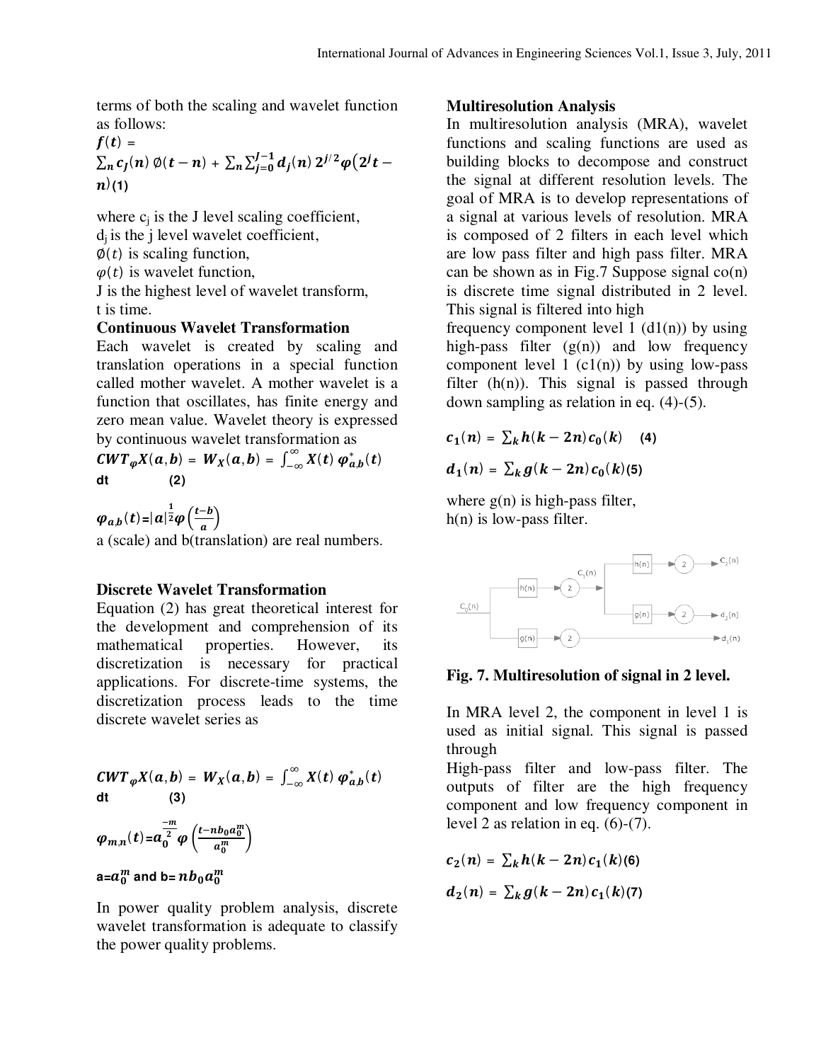terms of both the scaling and wavelet function as follows:

$$f(t) = \sum_n c_J(n)\, \emptyset(t-n) + \sum_n \sum_{j=0}^{J-1} d_j(n)\, 2^{j/2} \varphi(2^j t - n) \quad (1)$$

where $c_j$ is the J level scaling coefficient,
$d_j$ is the j level wavelet coefficient,
$\emptyset(t)$ is scaling function,
$\varphi(t)$ is wavelet function,
J is the highest level of wavelet transform,
t is time.

**Continuous Wavelet Transformation**

Each wavelet is created by scaling and translation operations in a special function called mother wavelet. A mother wavelet is a function that oscillates, has finite energy and zero mean value. Wavelet theory is expressed by continuous wavelet transformation as

$$CWT_\varphi X(a,b) = W_X(a,b) = \int_{-\infty}^{\infty} X(t)\, \varphi_{a,b}^*(t)\, dt \quad (2)$$

$$\varphi_{a,b}(t) = |a|^{\frac{1}{2}} \varphi\left(\frac{t-b}{a}\right)$$

a (scale) and b(translation) are real numbers.

**Discrete Wavelet Transformation**

Equation (2) has great theoretical interest for the development and comprehension of its mathematical properties. However, its discretization is necessary for practical applications. For discrete-time systems, the discretization process leads to the time discrete wavelet series as

$$CWT_\varphi X(a,b) = W_X(a,b) = \int_{-\infty}^{\infty} X(t)\, \varphi_{a,b}^*(t)\, dt \quad (3)$$

$$\varphi_{m,n}(t) = a_0^{\frac{-m}{2}} \varphi\left(\frac{t - n b_0 a_0^m}{a_0^m}\right)$$

$a = a_0^m$ and $b = n b_0 a_0^m$

In power quality problem analysis, discrete wavelet transformation is adequate to classify the power quality problems.

**Multiresolution Analysis**

In multiresolution analysis (MRA), wavelet functions and scaling functions are used as building blocks to decompose and construct the signal at different resolution levels. The goal of MRA is to develop representations of a signal at various levels of resolution. MRA is composed of 2 filters in each level which are low pass filter and high pass filter. MRA can be shown as in Fig.7 Suppose signal co(n) is discrete time signal distributed in 2 level. This signal is filtered into high frequency component level 1 (d1(n)) by using high-pass filter (g(n)) and low frequency component level 1 (c1(n)) by using low-pass filter (h(n)). This signal is passed through down sampling as relation in eq. (4)-(5).

$$c_1(n) = \sum_k h(k-2n)\, c_0(k) \quad (4)$$

$$d_1(n) = \sum_k g(k-2n)\, c_0(k) \quad (5)$$

where g(n) is high-pass filter,
h(n) is low-pass filter.

**Fig. 7. Multiresolution of signal in 2 level.**

In MRA level 2, the component in level 1 is used as initial signal. This signal is passed through High-pass filter and low-pass filter. The outputs of filter are the high frequency component and low frequency component in level 2 as relation in eq. (6)-(7).

$$c_2(n) = \sum_k h(k-2n)\, c_1(k) \quad (6)$$

$$d_2(n) = \sum_k g(k-2n)\, c_1(k) \quad (7)$$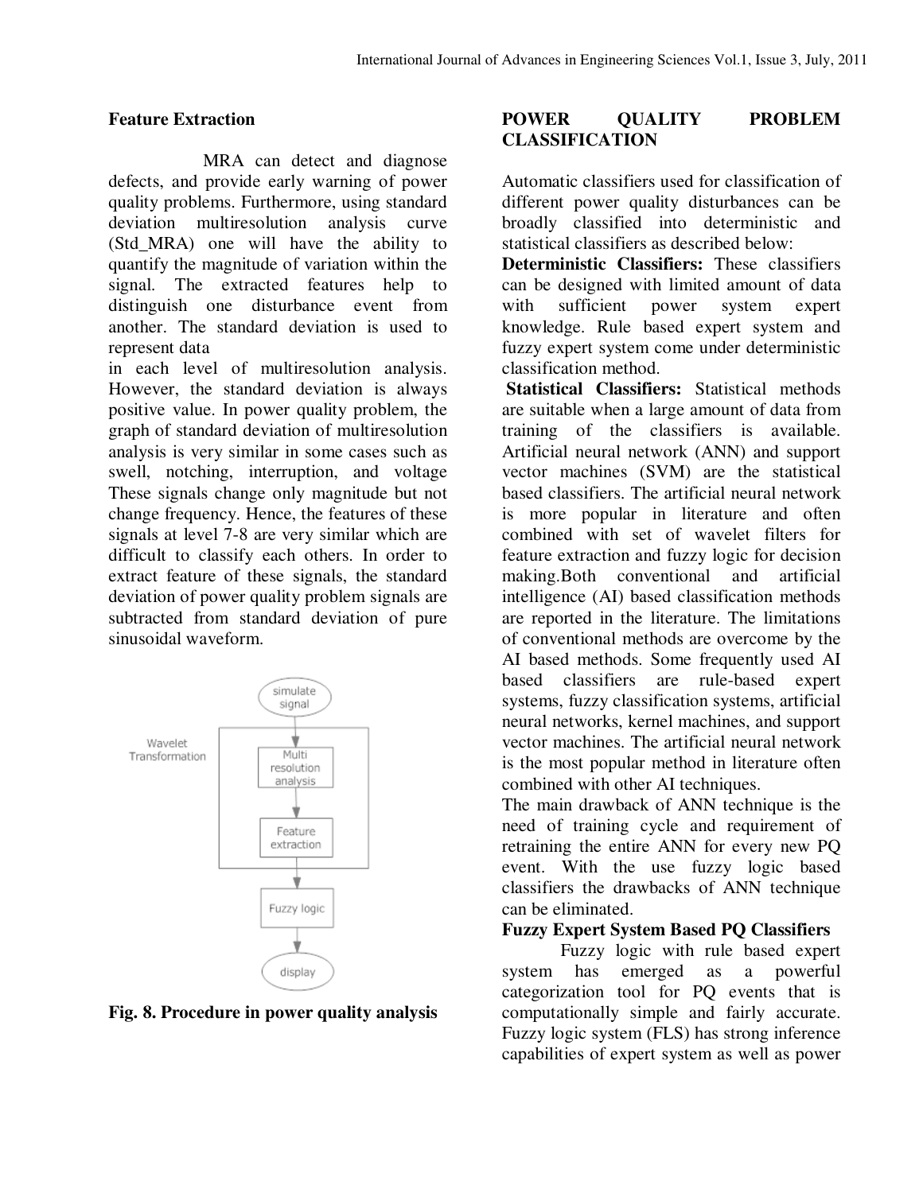### Feature Extraction

MRA can detect and diagnose defects, and provide early warning of power quality problems. Furthermore, using standard deviation multiresolution analysis curve (Std_MRA) one will have the ability to quantify the magnitude of variation within the signal. The extracted features help to distinguish one disturbance event from another. The standard deviation is used to represent data in each level of multiresolution analysis. However, the standard deviation is always positive value. In power quality problem, the graph of standard deviation of multiresolution analysis is very similar in some cases such as swell, notching, interruption, and voltage These signals change only magnitude but not change frequency. Hence, the features of these signals at level 7-8 are very similar which are difficult to classify each others. In order to extract feature of these signals, the standard deviation of power quality problem signals are subtracted from standard deviation of pure sinusoidal waveform.

**Fig. 8. Procedure in power quality analysis**

### POWER QUALITY PROBLEM CLASSIFICATION

Automatic classifiers used for classification of different power quality disturbances can be broadly classified into deterministic and statistical classifiers as described below:

**Deterministic Classifiers:** These classifiers can be designed with limited amount of data with sufficient power system expert knowledge. Rule based expert system and fuzzy expert system come under deterministic classification method.

**Statistical Classifiers:** Statistical methods are suitable when a large amount of data from training of the classifiers is available. Artificial neural network (ANN) and support vector machines (SVM) are the statistical based classifiers. The artificial neural network is more popular in literature and often combined with set of wavelet filters for feature extraction and fuzzy logic for decision making.Both conventional and artificial intelligence (AI) based classification methods are reported in the literature. The limitations of conventional methods are overcome by the AI based methods. Some frequently used AI based classifiers are rule-based expert systems, fuzzy classification systems, artificial neural networks, kernel machines, and support vector machines. The artificial neural network is the most popular method in literature often combined with other AI techniques.

The main drawback of ANN technique is the need of training cycle and requirement of retraining the entire ANN for every new PQ event. With the use fuzzy logic based classifiers the drawbacks of ANN technique can be eliminated.

**Fuzzy Expert System Based PQ Classifiers**

Fuzzy logic with rule based expert system has emerged as a powerful categorization tool for PQ events that is computationally simple and fairly accurate. Fuzzy logic system (FLS) has strong inference capabilities of expert system as well as power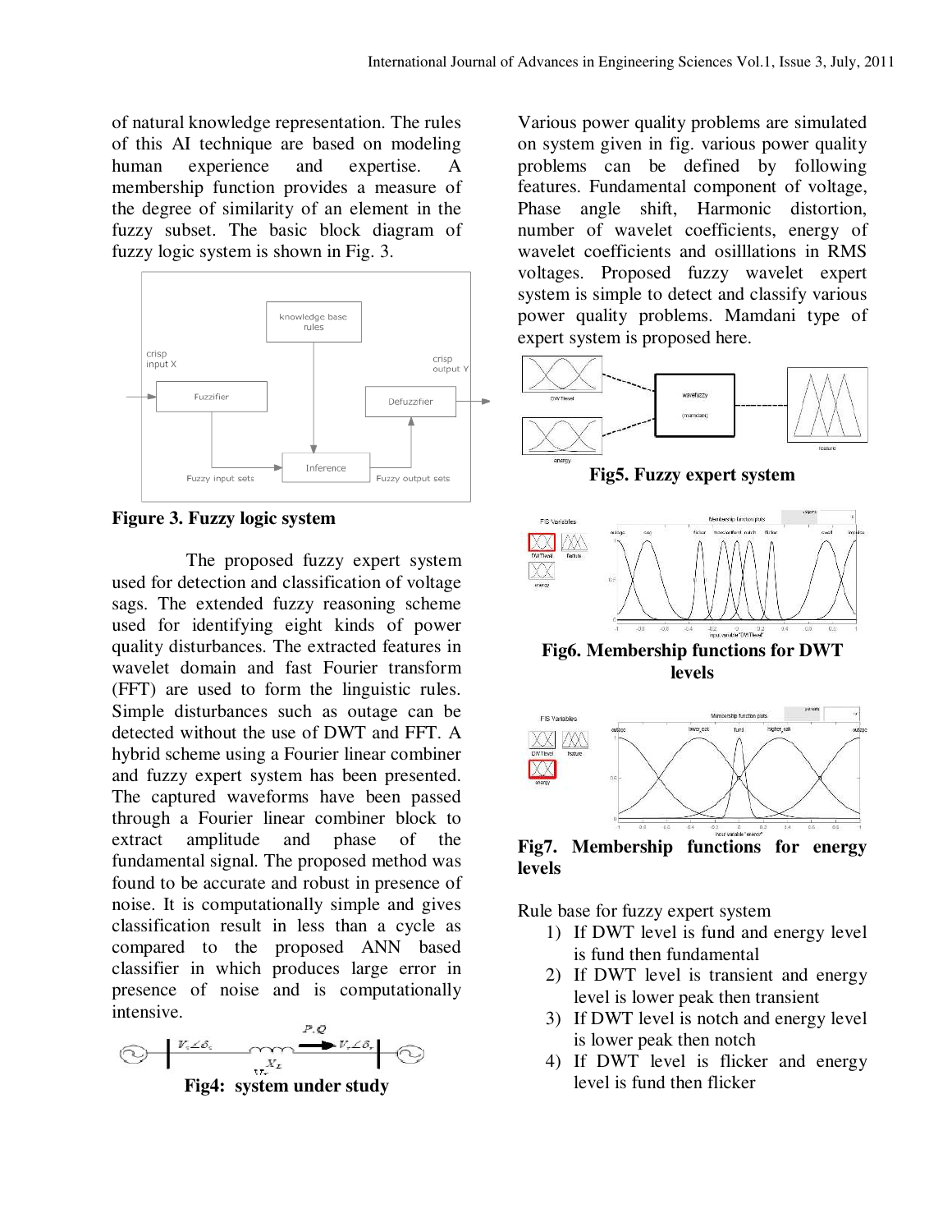of natural knowledge representation. The rules of this AI technique are based on modeling human experience and expertise. A membership function provides a measure of the degree of similarity of an element in the fuzzy subset. The basic block diagram of fuzzy logic system is shown in Fig. 3.

**Figure 3. Fuzzy logic system**

The proposed fuzzy expert system used for detection and classification of voltage sags. The extended fuzzy reasoning scheme used for identifying eight kinds of power quality disturbances. The extracted features in wavelet domain and fast Fourier transform (FFT) are used to form the linguistic rules. Simple disturbances such as outage can be detected without the use of DWT and FFT. A hybrid scheme using a Fourier linear combiner and fuzzy expert system has been presented. The captured waveforms have been passed through a Fourier linear combiner block to extract amplitude and phase of the fundamental signal. The proposed method was found to be accurate and robust in presence of noise. It is computationally simple and gives classification result in less than a cycle as compared to the proposed ANN based classifier in which produces large error in presence of noise and is computationally intensive.

**Fig4: system under study**

Various power quality problems are simulated on system given in fig. various power quality problems can be defined by following features. Fundamental component of voltage, Phase angle shift, Harmonic distortion, number of wavelet coefficients, energy of wavelet coefficients and osilllations in RMS voltages. Proposed fuzzy wavelet expert system is simple to detect and classify various power quality problems. Mamdani type of expert system is proposed here.

**Fig5. Fuzzy expert system**

**Fig6. Membership functions for DWT levels**

**Fig7. Membership functions for energy levels**

Rule base for fuzzy expert system

1) If DWT level is fund and energy level is fund then fundamental
2) If DWT level is transient and energy level is lower peak then transient
3) If DWT level is notch and energy level is lower peak then notch
4) If DWT level is flicker and energy level is fund then flicker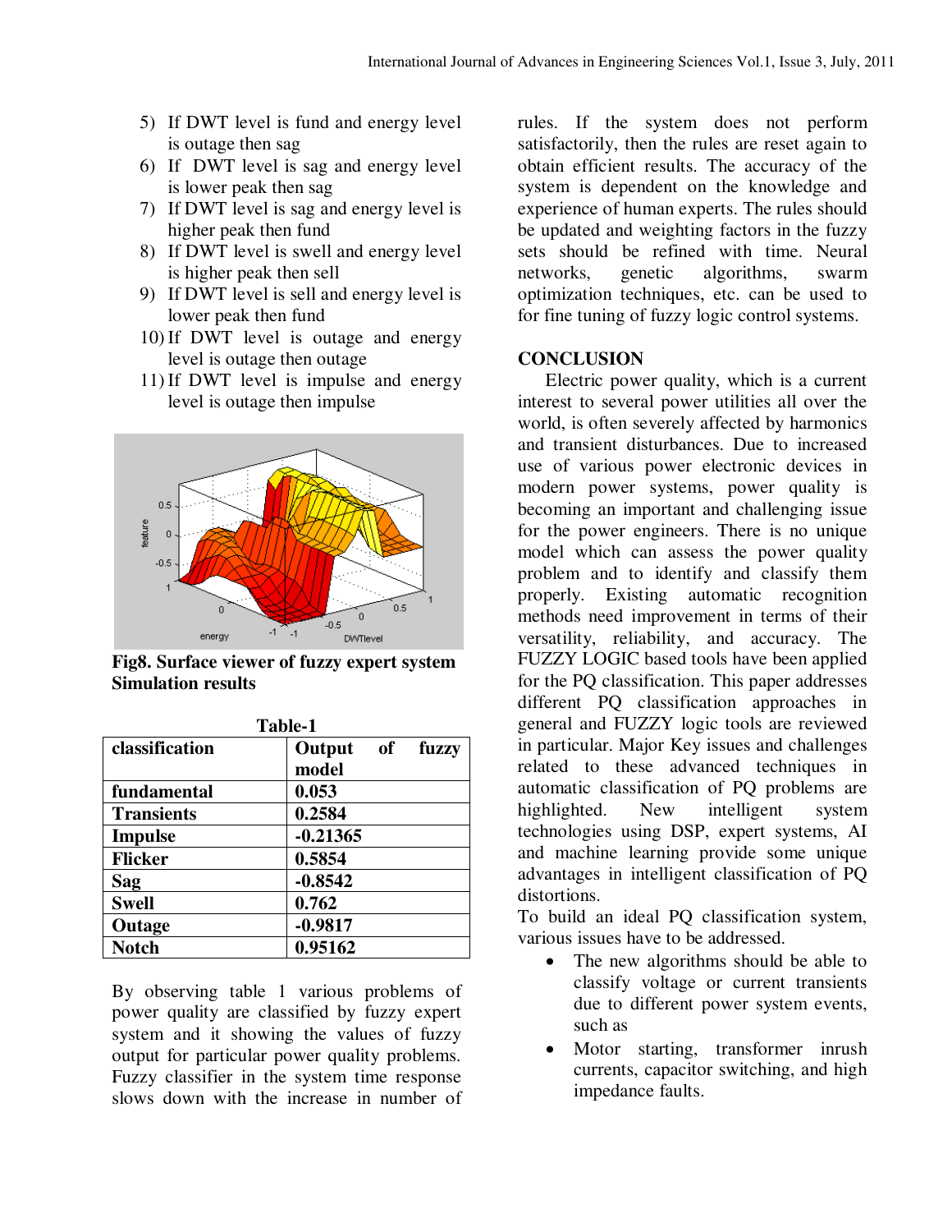5) If DWT level is fund and energy level is outage then sag
6) If DWT level is sag and energy level is lower peak then sag
7) If DWT level is sag and energy level is higher peak then fund
8) If DWT level is swell and energy level is higher peak then sell
9) If DWT level is sell and energy level is lower peak then fund
10) If DWT level is outage and energy level is outage then outage
11) If DWT level is impulse and energy level is outage then impulse

**Fig8. Surface viewer of fuzzy expert system Simulation results**

**Table-1**

| classification | Output of fuzzy model |
|---|---|
| **fundamental** | **0.053** |
| **Transients** | **0.2584** |
| **Impulse** | **-0.21365** |
| **Flicker** | **0.5854** |
| **Sag** | **-0.8542** |
| **Swell** | **0.762** |
| **Outage** | **-0.9817** |
| **Notch** | **0.95162** |

By observing table 1 various problems of power quality are classified by fuzzy expert system and it showing the values of fuzzy output for particular power quality problems. Fuzzy classifier in the system time response slows down with the increase in number of rules. If the system does not perform satisfactorily, then the rules are reset again to obtain efficient results. The accuracy of the system is dependent on the knowledge and experience of human experts. The rules should be updated and weighting factors in the fuzzy sets should be refined with time. Neural networks, genetic algorithms, swarm optimization techniques, etc. can be used to for fine tuning of fuzzy logic control systems.

## CONCLUSION

Electric power quality, which is a current interest to several power utilities all over the world, is often severely affected by harmonics and transient disturbances. Due to increased use of various power electronic devices in modern power systems, power quality is becoming an important and challenging issue for the power engineers. There is no unique model which can assess the power quality problem and to identify and classify them properly. Existing automatic recognition methods need improvement in terms of their versatility, reliability, and accuracy. The FUZZY LOGIC based tools have been applied for the PQ classification. This paper addresses different PQ classification approaches in general and FUZZY logic tools are reviewed in particular. Major Key issues and challenges related to these advanced techniques in automatic classification of PQ problems are highlighted. New intelligent system technologies using DSP, expert systems, AI and machine learning provide some unique advantages in intelligent classification of PQ distortions.

To build an ideal PQ classification system, various issues have to be addressed.

- The new algorithms should be able to classify voltage or current transients due to different power system events, such as
- Motor starting, transformer inrush currents, capacitor switching, and high impedance faults.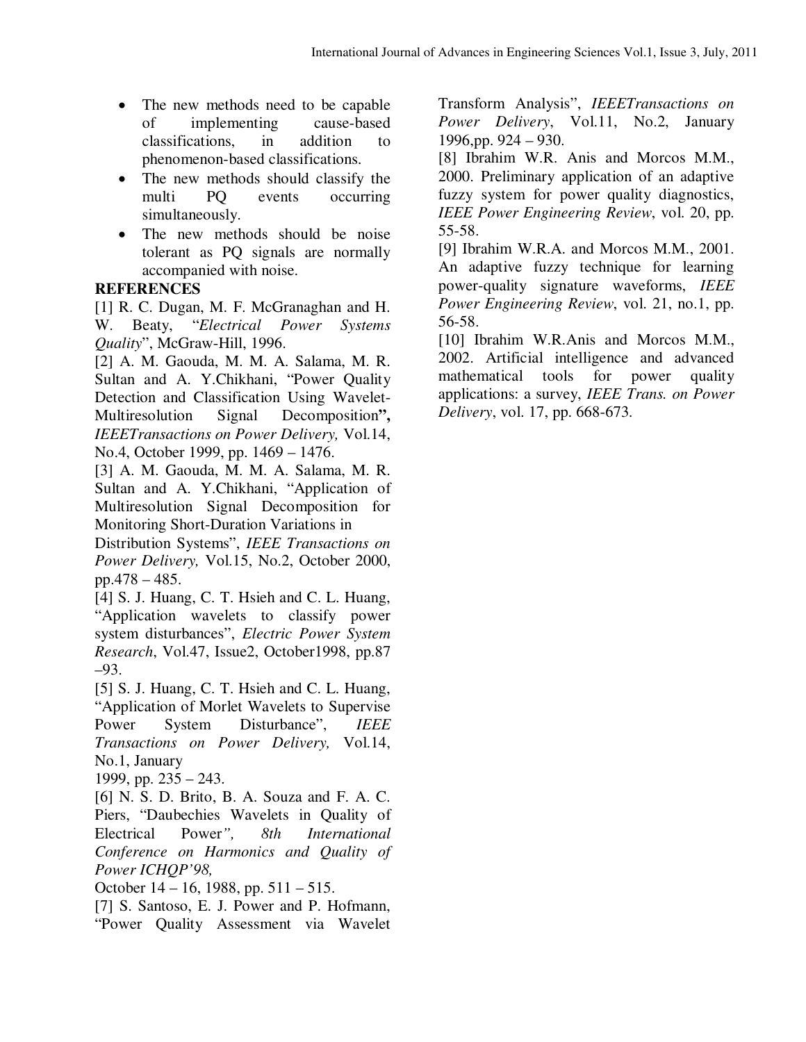- The new methods need to be capable of implementing cause-based classifications, in addition to phenomenon-based classifications.
- The new methods should classify the multi PQ events occurring simultaneously.
- The new methods should be noise tolerant as PQ signals are normally accompanied with noise.

## REFERENCES

[1] R. C. Dugan, M. F. McGranaghan and H. W. Beaty, "*Electrical Power Systems Quality*", McGraw-Hill, 1996.

[2] A. M. Gaouda, M. M. A. Salama, M. R. Sultan and A. Y.Chikhani, "Power Quality Detection and Classification Using Wavelet-Multiresolution Signal Decomposition**",** *IEEETransactions on Power Delivery,* Vol.14, No.4, October 1999, pp. 1469 – 1476.

[3] A. M. Gaouda, M. M. A. Salama, M. R. Sultan and A. Y.Chikhani, "Application of Multiresolution Signal Decomposition for Monitoring Short-Duration Variations in Distribution Systems", *IEEE Transactions on Power Delivery,* Vol.15, No.2, October 2000, pp.478 – 485.

[4] S. J. Huang, C. T. Hsieh and C. L. Huang, "Application wavelets to classify power system disturbances", *Electric Power System Research*, Vol.47, Issue2, October1998, pp.87 –93.

[5] S. J. Huang, C. T. Hsieh and C. L. Huang, "Application of Morlet Wavelets to Supervise Power System Disturbance", *IEEE Transactions on Power Delivery,* Vol.14, No.1, January 1999, pp. 235 – 243.

[6] N. S. D. Brito, B. A. Souza and F. A. C. Piers, "Daubechies Wavelets in Quality of Electrical Power*", 8th International Conference on Harmonics and Quality of Power ICHQP'98,* October 14 – 16, 1988, pp. 511 – 515.

[7] S. Santoso, E. J. Power and P. Hofmann, "Power Quality Assessment via Wavelet Transform Analysis", *IEEETransactions on Power Delivery*, Vol.11, No.2, January 1996,pp. 924 – 930.

[8] Ibrahim W.R. Anis and Morcos M.M., 2000. Preliminary application of an adaptive fuzzy system for power quality diagnostics, *IEEE Power Engineering Review*, vol. 20, pp. 55-58.

[9] Ibrahim W.R.A. and Morcos M.M., 2001. An adaptive fuzzy technique for learning power-quality signature waveforms, *IEEE Power Engineering Review*, vol. 21, no.1, pp. 56-58.

[10] Ibrahim W.R.Anis and Morcos M.M., 2002. Artificial intelligence and advanced mathematical tools for power quality applications: a survey, *IEEE Trans. on Power Delivery*, vol. 17, pp. 668-673.